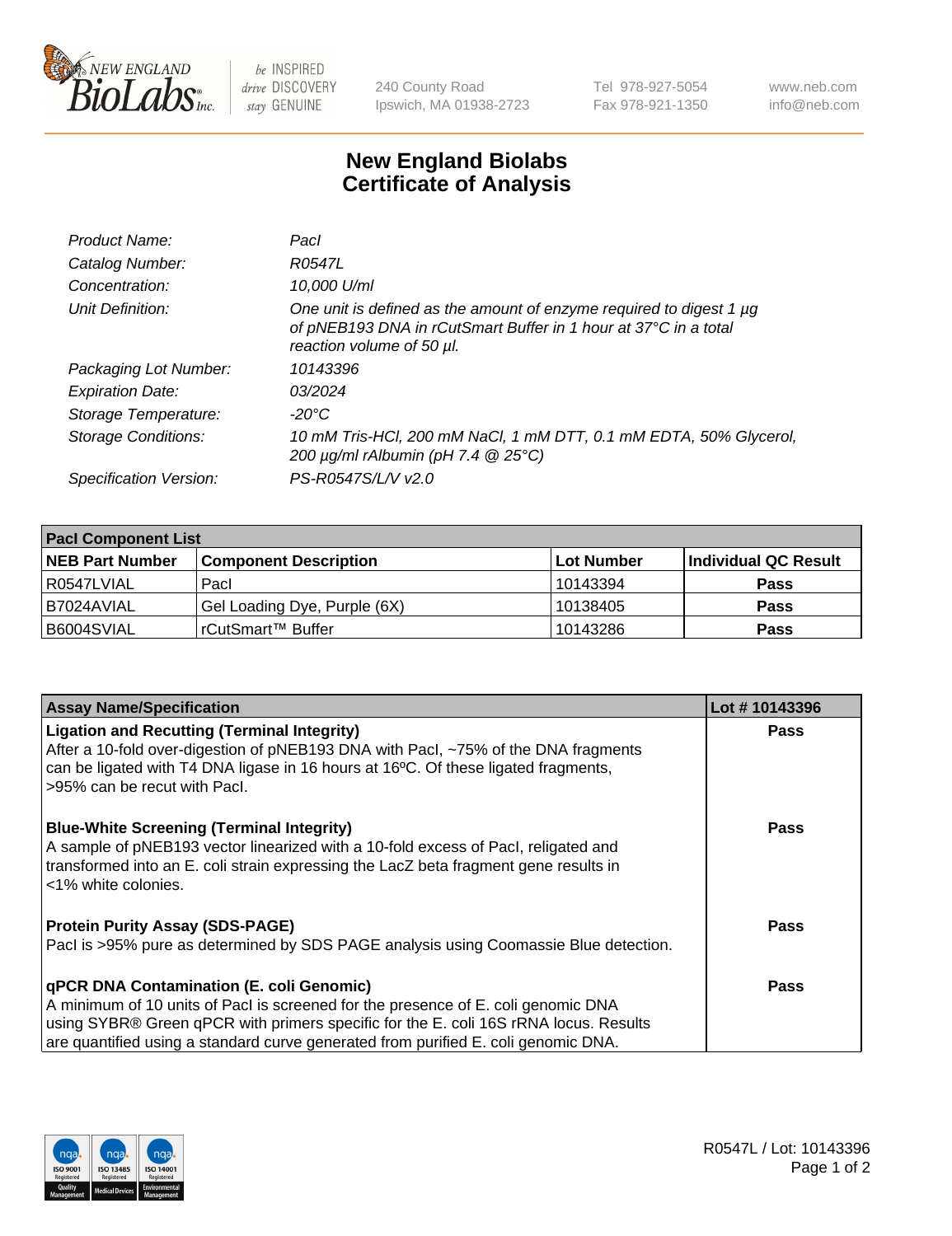# New England Biolabs Certificate of Analysis

| | |
|---|---|
| *Product Name:* | *PacI* |
| *Catalog Number:* | *R0547L* |
| *Concentration:* | *10,000 U/ml* |
| *Unit Definition:* | *One unit is defined as the amount of enzyme required to digest 1 µg of pNEB193 DNA in rCutSmart Buffer in 1 hour at 37°C in a total reaction volume of 50 µl.* |
| *Packaging Lot Number:* | *10143396* |
| *Expiration Date:* | *03/2024* |
| *Storage Temperature:* | *-20°C* |
| *Storage Conditions:* | *10 mM Tris-HCl, 200 mM NaCl, 1 mM DTT, 0.1 mM EDTA, 50% Glycerol, 200 µg/ml rAlbumin (pH 7.4 @ 25°C)* |
| *Specification Version:* | *PS-R0547S/L/V v2.0* |

| **PacI Component List** | | | |
|---|---|---|---|
| **NEB Part Number** | **Component Description** | **Lot Number** | **Individual QC Result** |
| R0547LVIAL | PacI | 10143394 | **Pass** |
| B7024AVIAL | Gel Loading Dye, Purple (6X) | 10138405 | **Pass** |
| B6004SVIAL | rCutSmart™ Buffer | 10143286 | **Pass** |

| **Assay Name/Specification** | **Lot # 10143396** |
|---|---|
| **Ligation and Recutting (Terminal Integrity)** After a 10-fold over-digestion of pNEB193 DNA with PacI, ~75% of the DNA fragments can be ligated with T4 DNA ligase in 16 hours at 16ºC. Of these ligated fragments, >95% can be recut with PacI. | **Pass** |
| **Blue-White Screening (Terminal Integrity)** A sample of pNEB193 vector linearized with a 10-fold excess of PacI, religated and transformed into an E. coli strain expressing the LacZ beta fragment gene results in <1% white colonies. | **Pass** |
| **Protein Purity Assay (SDS-PAGE)** PacI is >95% pure as determined by SDS PAGE analysis using Coomassie Blue detection. | **Pass** |
| **qPCR DNA Contamination (E. coli Genomic)** A minimum of 10 units of PacI is screened for the presence of E. coli genomic DNA using SYBR® Green qPCR with primers specific for the E. coli 16S rRNA locus. Results are quantified using a standard curve generated from purified E. coli genomic DNA. | **Pass** |

R0547L / Lot: 10143396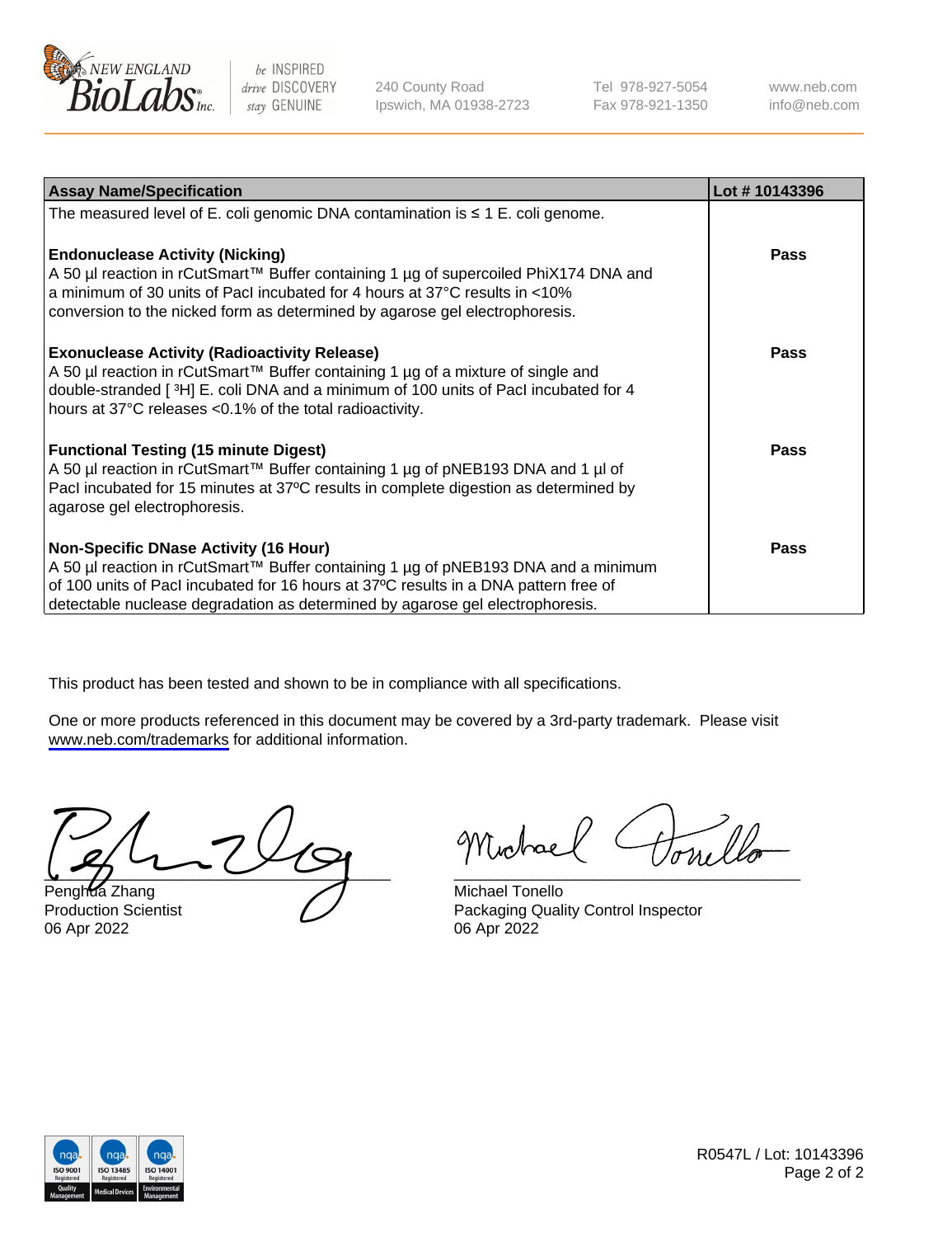| Assay Name/Specification | Lot # 10143396 |
|---|---|
| The measured level of E. coli genomic DNA contamination is ≤ 1 E. coli genome. | |
| **Endonuclease Activity (Nicking)**<br>A 50 µl reaction in rCutSmart™ Buffer containing 1 µg of supercoiled PhiX174 DNA and a minimum of 30 units of PacI incubated for 4 hours at 37°C results in <10% conversion to the nicked form as determined by agarose gel electrophoresis. | **Pass** |
| **Exonuclease Activity (Radioactivity Release)**<br>A 50 µl reaction in rCutSmart™ Buffer containing 1 µg of a mixture of single and double-stranded [ $^3$H] E. coli DNA and a minimum of 100 units of PacI incubated for 4 hours at 37°C releases <0.1% of the total radioactivity. | **Pass** |
| **Functional Testing (15 minute Digest)**<br>A 50 µl reaction in rCutSmart™ Buffer containing 1 µg of pNEB193 DNA and 1 µl of PacI incubated for 15 minutes at 37ºC results in complete digestion as determined by agarose gel electrophoresis. | **Pass** |
| **Non-Specific DNase Activity (16 Hour)**<br>A 50 µl reaction in rCutSmart™ Buffer containing 1 µg of pNEB193 DNA and a minimum of 100 units of PacI incubated for 16 hours at 37ºC results in a DNA pattern free of detectable nuclease degradation as determined by agarose gel electrophoresis. | **Pass** |

This product has been tested and shown to be in compliance with all specifications.

One or more products referenced in this document may be covered by a 3rd-party trademark. Please visit www.neb.com/trademarks for additional information.

Penghua Zhang
Production Scientist
06 Apr 2022

Michael Tonello
Packaging Quality Control Inspector
06 Apr 2022

R0547L / Lot: 10143396